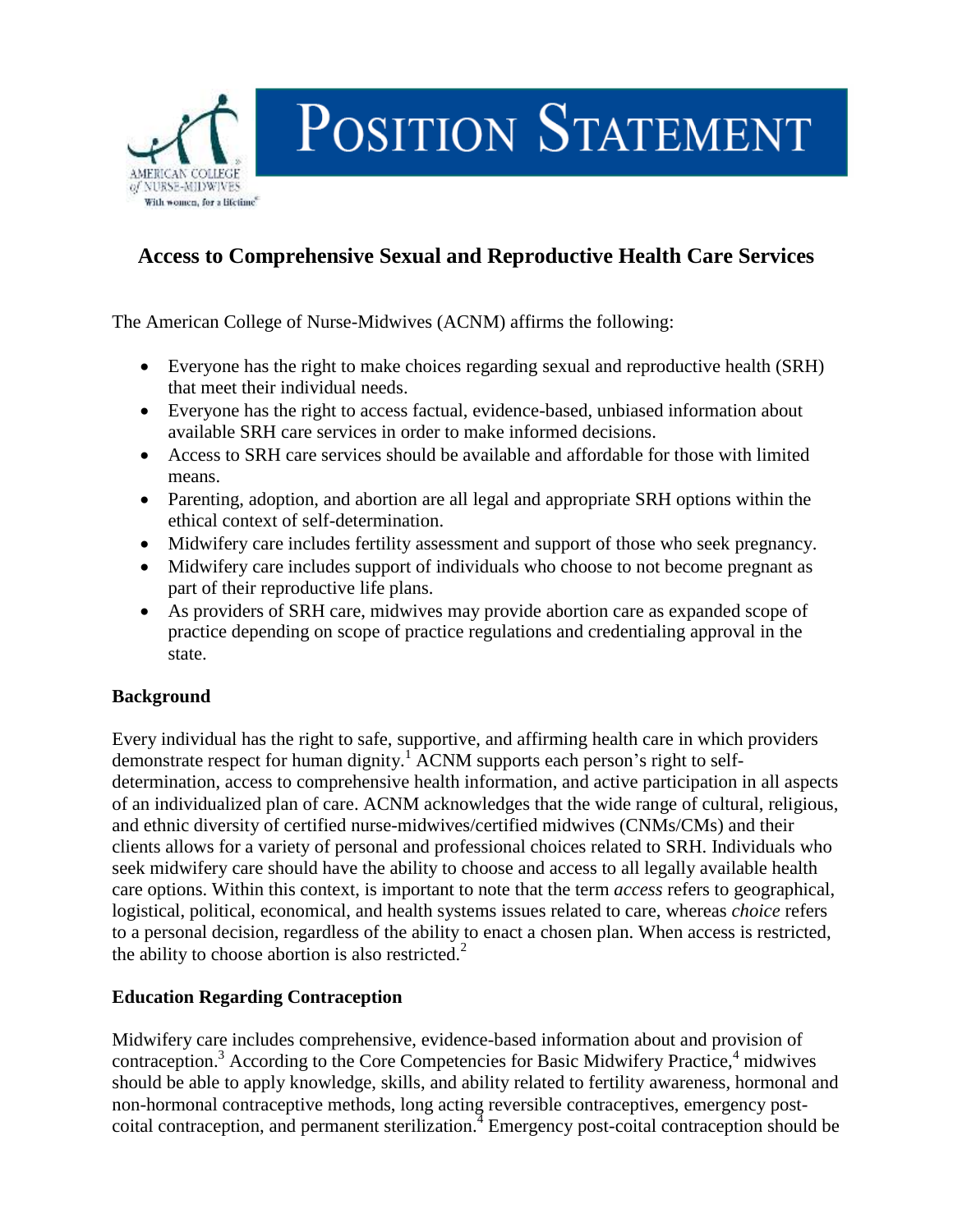# Position Statement

## Access to Comprehensive Sexual and Reproductive Health Care Services

The American College of Nurse-Midwives (ACNM) affirms the following:

- Everyone has the right to make choices regarding sexual and reproductive health (SRH) that meet their individual needs.
- Everyone has the right to access factual, evidence-based, unbiased information about available SRH care services in order to make informed decisions.
- Access to SRH care services should be available and affordable for those with limited means.
- Parenting, adoption, and abortion are all legal and appropriate SRH options within the ethical context of self-determination.
- Midwifery care includes fertility assessment and support of those who seek pregnancy.
- Midwifery care includes support of individuals who choose to not become pregnant as part of their reproductive life plans.
- As providers of SRH care, midwives may provide abortion care as expanded scope of practice depending on scope of practice regulations and credentialing approval in the state.

### Background

Every individual has the right to safe, supportive, and affirming health care in which providers demonstrate respect for human dignity.[1] ACNM supports each person's right to self-determination, access to comprehensive health information, and active participation in all aspects of an individualized plan of care. ACNM acknowledges that the wide range of cultural, religious, and ethnic diversity of certified nurse-midwives/certified midwives (CNMs/CMs) and their clients allows for a variety of personal and professional choices related to SRH. Individuals who seek midwifery care should have the ability to choose and access to all legally available health care options. Within this context, is important to note that the term *access* refers to geographical, logistical, political, economical, and health systems issues related to care, whereas *choice* refers to a personal decision, regardless of the ability to enact a chosen plan. When access is restricted, the ability to choose abortion is also restricted.[2]

### Education Regarding Contraception

Midwifery care includes comprehensive, evidence-based information about and provision of contraception.[3] According to the Core Competencies for Basic Midwifery Practice,[4] midwives should be able to apply knowledge, skills, and ability related to fertility awareness, hormonal and non-hormonal contraceptive methods, long acting reversible contraceptives, emergency post-coital contraception, and permanent sterilization.[4] Emergency post-coital contraception should be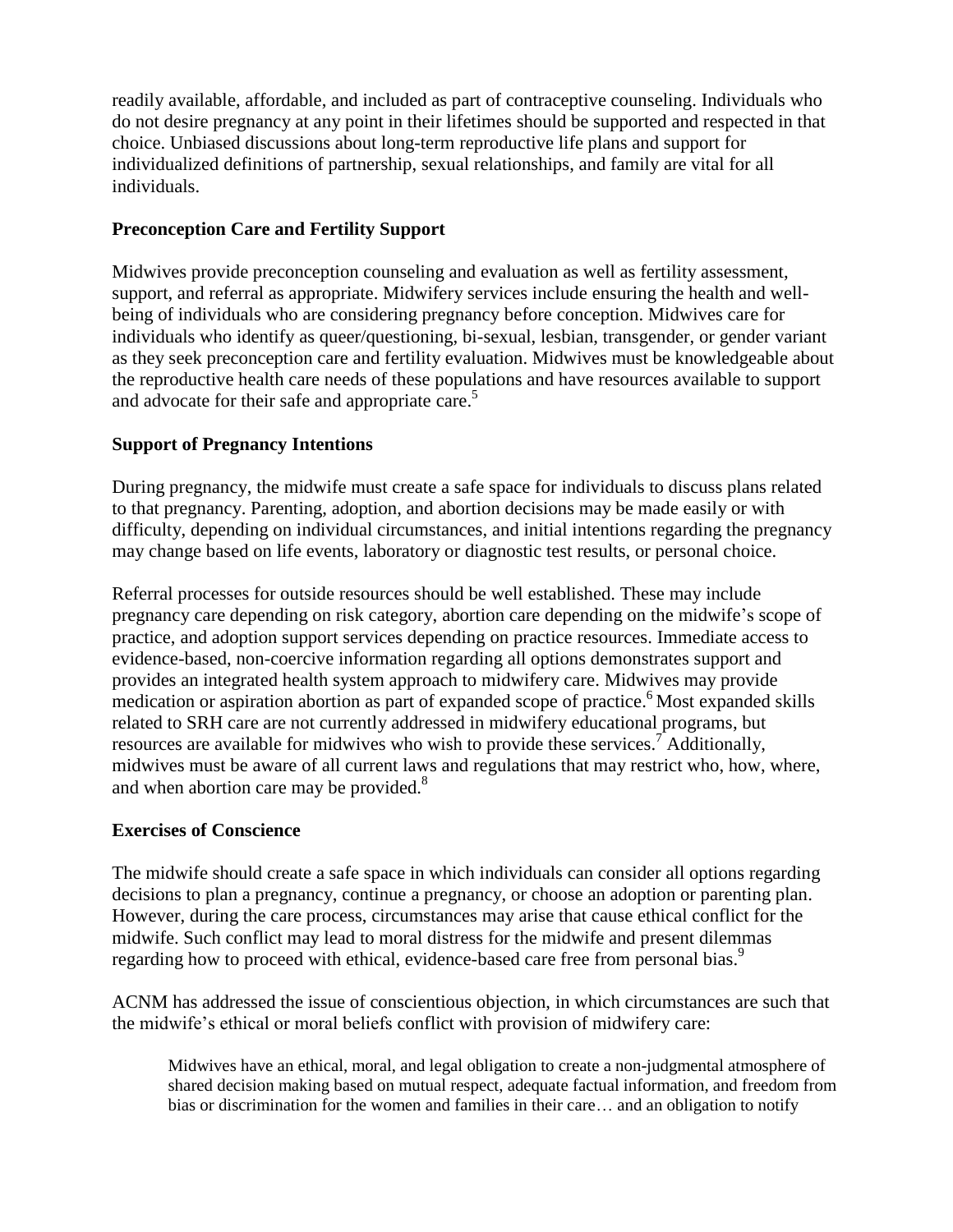readily available, affordable, and included as part of contraceptive counseling. Individuals who do not desire pregnancy at any point in their lifetimes should be supported and respected in that choice. Unbiased discussions about long-term reproductive life plans and support for individualized definitions of partnership, sexual relationships, and family are vital for all individuals.

**Preconception Care and Fertility Support**

Midwives provide preconception counseling and evaluation as well as fertility assessment, support, and referral as appropriate. Midwifery services include ensuring the health and well-being of individuals who are considering pregnancy before conception. Midwives care for individuals who identify as queer/questioning, bi-sexual, lesbian, transgender, or gender variant as they seek preconception care and fertility evaluation. Midwives must be knowledgeable about the reproductive health care needs of these populations and have resources available to support and advocate for their safe and appropriate care.[5]

**Support of Pregnancy Intentions**

During pregnancy, the midwife must create a safe space for individuals to discuss plans related to that pregnancy. Parenting, adoption, and abortion decisions may be made easily or with difficulty, depending on individual circumstances, and initial intentions regarding the pregnancy may change based on life events, laboratory or diagnostic test results, or personal choice.

Referral processes for outside resources should be well established. These may include pregnancy care depending on risk category, abortion care depending on the midwife's scope of practice, and adoption support services depending on practice resources. Immediate access to evidence-based, non-coercive information regarding all options demonstrates support and provides an integrated health system approach to midwifery care. Midwives may provide medication or aspiration abortion as part of expanded scope of practice.[6] Most expanded skills related to SRH care are not currently addressed in midwifery educational programs, but resources are available for midwives who wish to provide these services.[7] Additionally, midwives must be aware of all current laws and regulations that may restrict who, how, where, and when abortion care may be provided.[8]

**Exercises of Conscience**

The midwife should create a safe space in which individuals can consider all options regarding decisions to plan a pregnancy, continue a pregnancy, or choose an adoption or parenting plan. However, during the care process, circumstances may arise that cause ethical conflict for the midwife. Such conflict may lead to moral distress for the midwife and present dilemmas regarding how to proceed with ethical, evidence-based care free from personal bias.[9]

ACNM has addressed the issue of conscientious objection, in which circumstances are such that the midwife's ethical or moral beliefs conflict with provision of midwifery care:

> Midwives have an ethical, moral, and legal obligation to create a non-judgmental atmosphere of shared decision making based on mutual respect, adequate factual information, and freedom from bias or discrimination for the women and families in their care… and an obligation to notify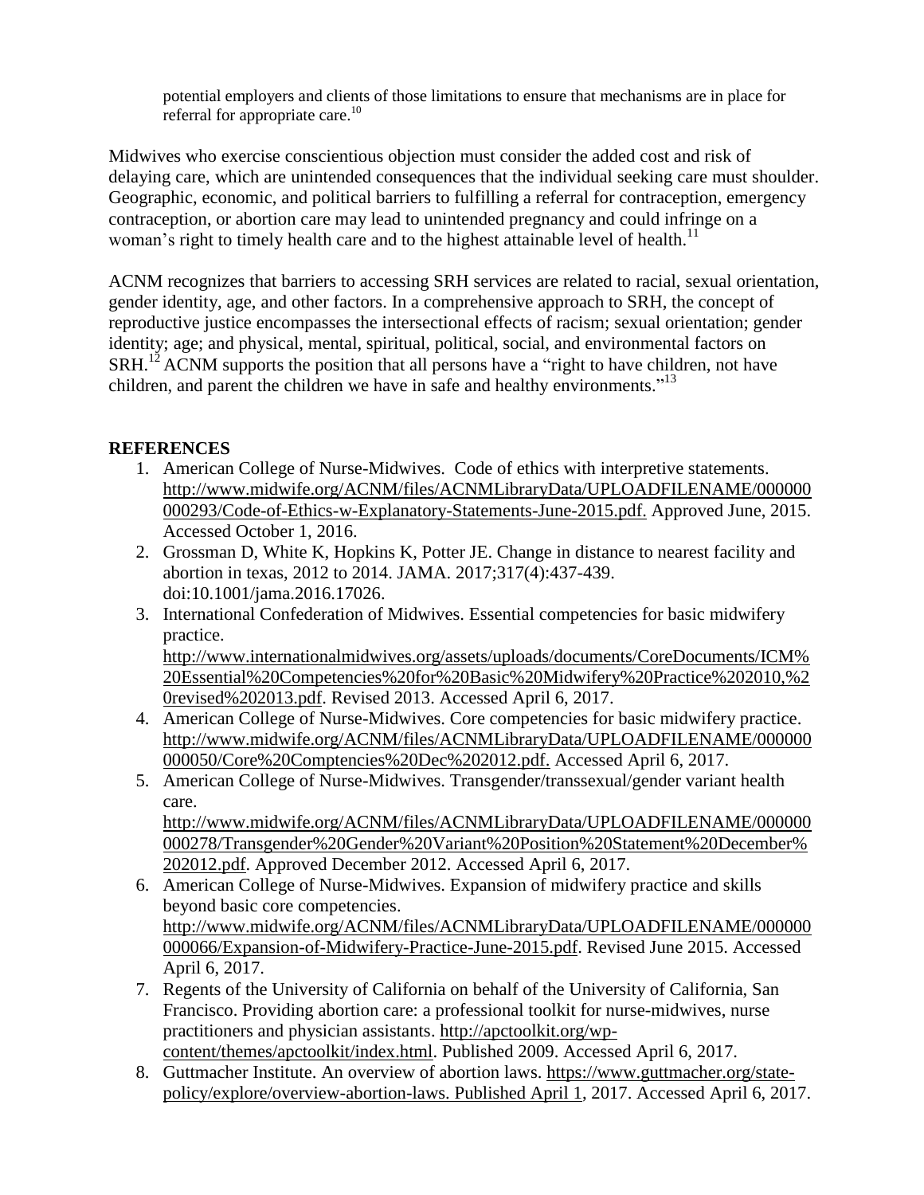potential employers and clients of those limitations to ensure that mechanisms are in place for referral for appropriate care.[10]

Midwives who exercise conscientious objection must consider the added cost and risk of delaying care, which are unintended consequences that the individual seeking care must shoulder. Geographic, economic, and political barriers to fulfilling a referral for contraception, emergency contraception, or abortion care may lead to unintended pregnancy and could infringe on a woman's right to timely health care and to the highest attainable level of health.[11]

ACNM recognizes that barriers to accessing SRH services are related to racial, sexual orientation, gender identity, age, and other factors. In a comprehensive approach to SRH, the concept of reproductive justice encompasses the intersectional effects of racism; sexual orientation; gender identity; age; and physical, mental, spiritual, political, social, and environmental factors on SRH.[12] ACNM supports the position that all persons have a "right to have children, not have children, and parent the children we have in safe and healthy environments."[13]

## REFERENCES

1. American College of Nurse-Midwives. Code of ethics with interpretive statements. http://www.midwife.org/ACNM/files/ACNMLibraryData/UPLOADFILENAME/000000000293/Code-of-Ethics-w-Explanatory-Statements-June-2015.pdf. Approved June, 2015. Accessed October 1, 2016.
2. Grossman D, White K, Hopkins K, Potter JE. Change in distance to nearest facility and abortion in texas, 2012 to 2014. JAMA. 2017;317(4):437-439. doi:10.1001/jama.2016.17026.
3. International Confederation of Midwives. Essential competencies for basic midwifery practice. http://www.internationalmidwives.org/assets/uploads/documents/CoreDocuments/ICM%20Essential%20Competencies%20for%20Basic%20Midwifery%20Practice%202010,%20revised%202013.pdf. Revised 2013. Accessed April 6, 2017.
4. American College of Nurse-Midwives. Core competencies for basic midwifery practice. http://www.midwife.org/ACNM/files/ACNMLibraryData/UPLOADFILENAME/000000000050/Core%20Comptencies%20Dec%202012.pdf. Accessed April 6, 2017.
5. American College of Nurse-Midwives. Transgender/transsexual/gender variant health care. http://www.midwife.org/ACNM/files/ACNMLibraryData/UPLOADFILENAME/000000000278/Transgender%20Gender%20Variant%20Position%20Statement%20December%202012.pdf. Approved December 2012. Accessed April 6, 2017.
6. American College of Nurse-Midwives. Expansion of midwifery practice and skills beyond basic core competencies. http://www.midwife.org/ACNM/files/ACNMLibraryData/UPLOADFILENAME/000000000066/Expansion-of-Midwifery-Practice-June-2015.pdf. Revised June 2015. Accessed April 6, 2017.
7. Regents of the University of California on behalf of the University of California, San Francisco. Providing abortion care: a professional toolkit for nurse-midwives, nurse practitioners and physician assistants. http://apctoolkit.org/wp-content/themes/apctoolkit/index.html. Published 2009. Accessed April 6, 2017.
8. Guttmacher Institute. An overview of abortion laws. https://www.guttmacher.org/state-policy/explore/overview-abortion-laws. Published April 1, 2017. Accessed April 6, 2017.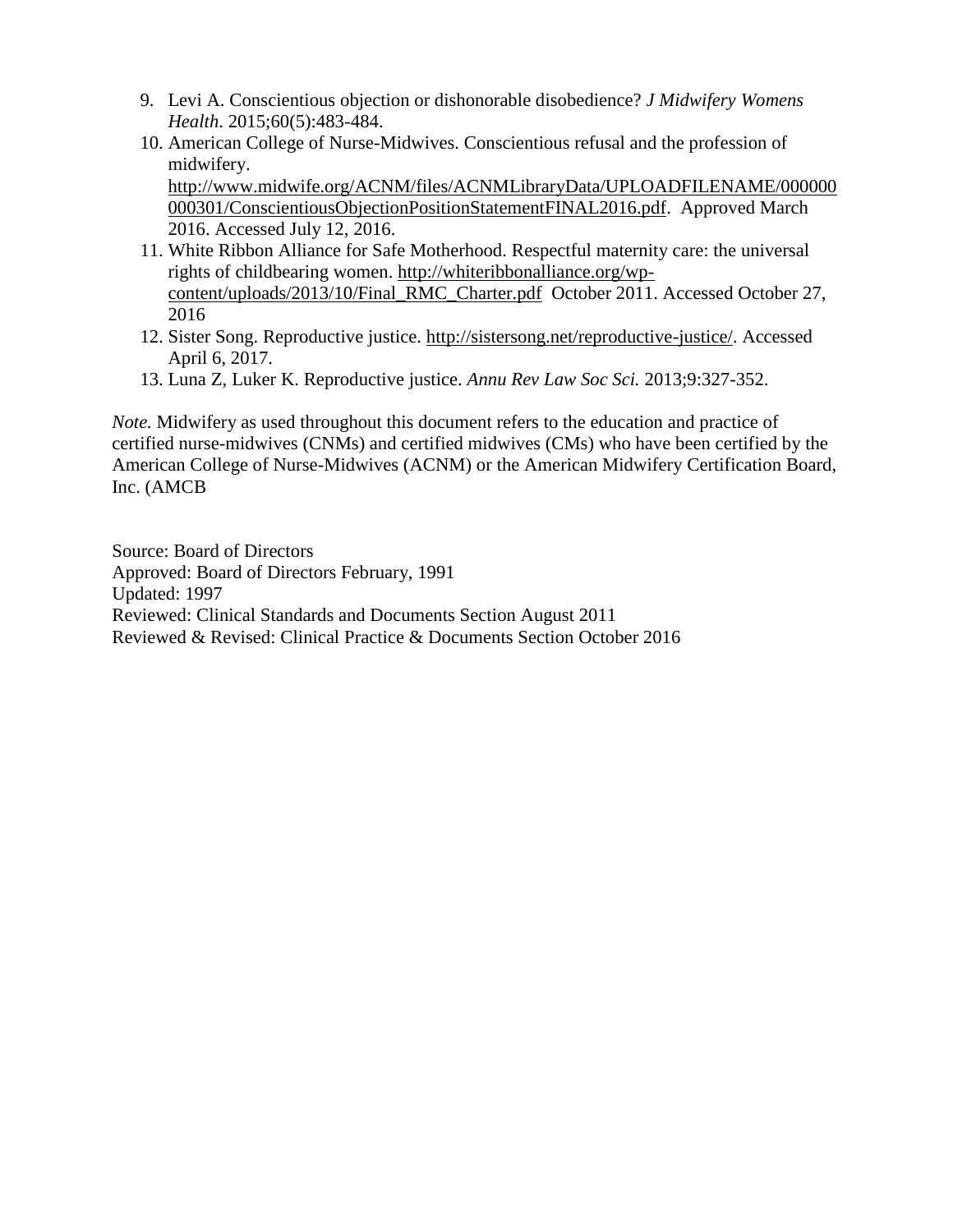9. Levi A. Conscientious objection or dishonorable disobedience? *J Midwifery Womens Health*. 2015;60(5):483-484.
10. American College of Nurse-Midwives. Conscientious refusal and the profession of midwifery. http://www.midwife.org/ACNM/files/ACNMLibraryData/UPLOADFILENAME/000000000301/ConscientiousObjectionPositionStatementFINAL2016.pdf. Approved March 2016. Accessed July 12, 2016.
11. White Ribbon Alliance for Safe Motherhood. Respectful maternity care: the universal rights of childbearing women. http://whiteribbonalliance.org/wp-content/uploads/2013/10/Final_RMC_Charter.pdf October 2011. Accessed October 27, 2016
12. Sister Song. Reproductive justice. http://sistersong.net/reproductive-justice/. Accessed April 6, 2017.
13. Luna Z, Luker K. Reproductive justice. *Annu Rev Law Soc Sci.* 2013;9:327-352.

*Note.* Midwifery as used throughout this document refers to the education and practice of certified nurse-midwives (CNMs) and certified midwives (CMs) who have been certified by the American College of Nurse-Midwives (ACNM) or the American Midwifery Certification Board, Inc. (AMCB

Source: Board of Directors
Approved: Board of Directors February, 1991
Updated: 1997
Reviewed: Clinical Standards and Documents Section August 2011
Reviewed & Revised: Clinical Practice & Documents Section October 2016